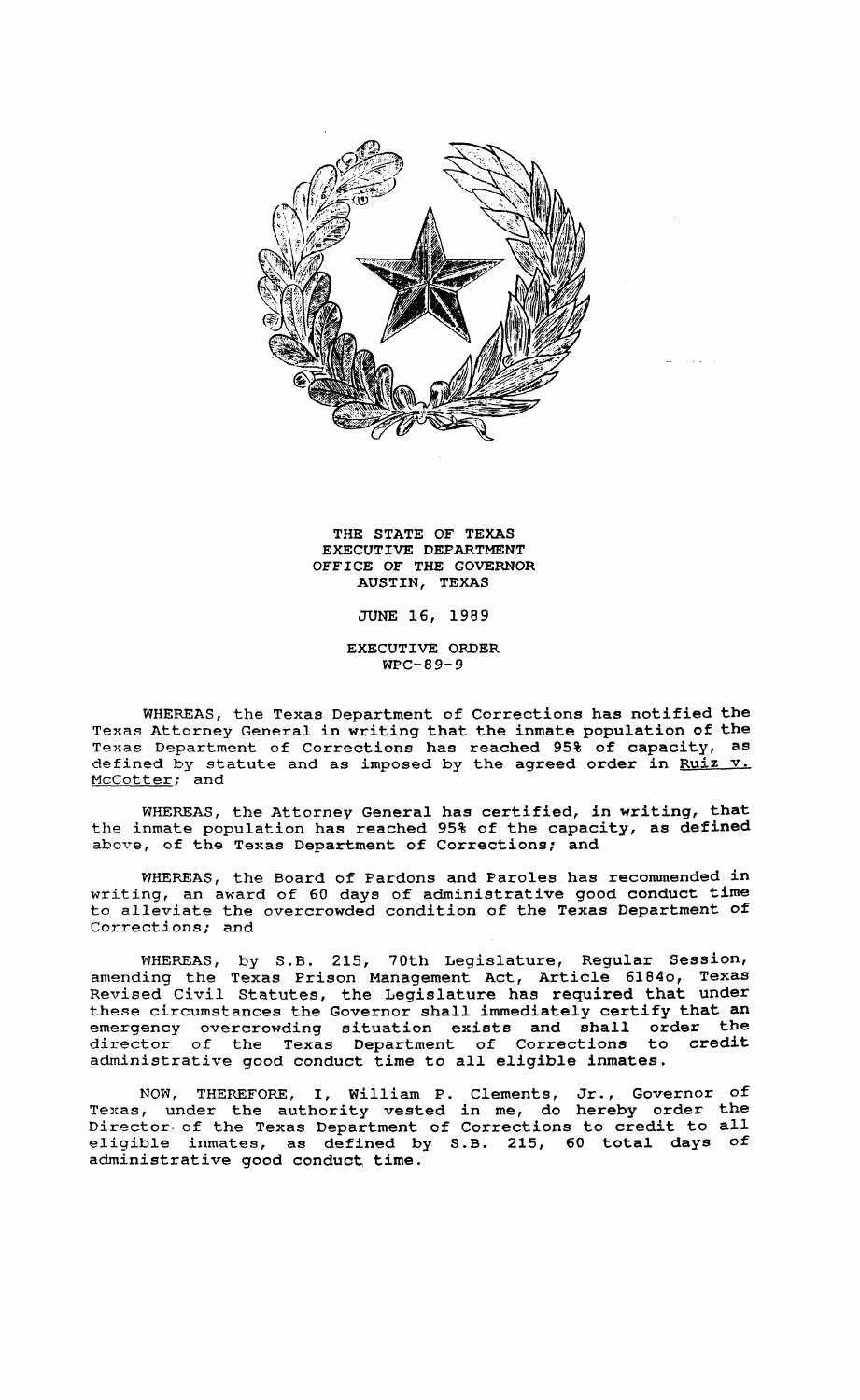THE STATE OF TEXAS
EXECUTIVE DEPARTMENT
OFFICE OF THE GOVERNOR
AUSTIN, TEXAS

JUNE 16, 1989

EXECUTIVE ORDER
WPC-89-9

WHEREAS, the Texas Department of Corrections has notified the Texas Attorney General in writing that the inmate population of the Texas Department of Corrections has reached 95% of capacity, as defined by statute and as imposed by the agreed order in Ruiz v. McCotter; and

WHEREAS, the Attorney General has certified, in writing, that the inmate population has reached 95% of the capacity, as defined above, of the Texas Department of Corrections; and

WHEREAS, the Board of Pardons and Paroles has recommended in writing, an award of 60 days of administrative good conduct time to alleviate the overcrowded condition of the Texas Department of Corrections; and

WHEREAS, by S.B. 215, 70th Legislature, Regular Session, amending the Texas Prison Management Act, Article 6184o, Texas Revised Civil Statutes, the Legislature has required that under these circumstances the Governor shall immediately certify that an emergency overcrowding situation exists and shall order the director of the Texas Department of Corrections to credit administrative good conduct time to all eligible inmates.

NOW, THEREFORE, I, William P. Clements, Jr., Governor of Texas, under the authority vested in me, do hereby order the Director of the Texas Department of Corrections to credit to all eligible inmates, as defined by S.B. 215, 60 total days of administrative good conduct time.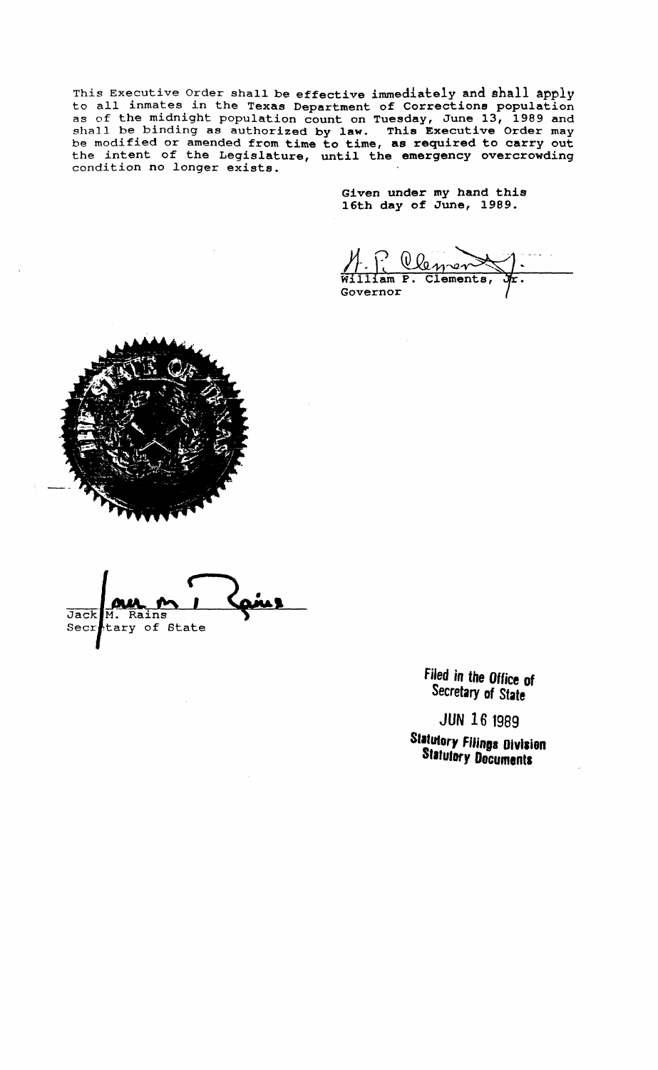This Executive Order shall be effective immediately and shall apply to all inmates in the Texas Department of Corrections population as of the midnight population count on Tuesday, June 13, 1989 and shall be binding as authorized by law. This Executive Order may be modified or amended from time to time, as required to carry out the intent of the Legislature, until the emergency overcrowding condition no longer exists.

Given under my hand this
16th day of June, 1989.

William P. Clements, Jr.
Governor

Jack M. Rains
Secretary of State

Filed in the Office of
Secretary of State

JUN 16 1989

Statutory Filings Division
Statutory Documents